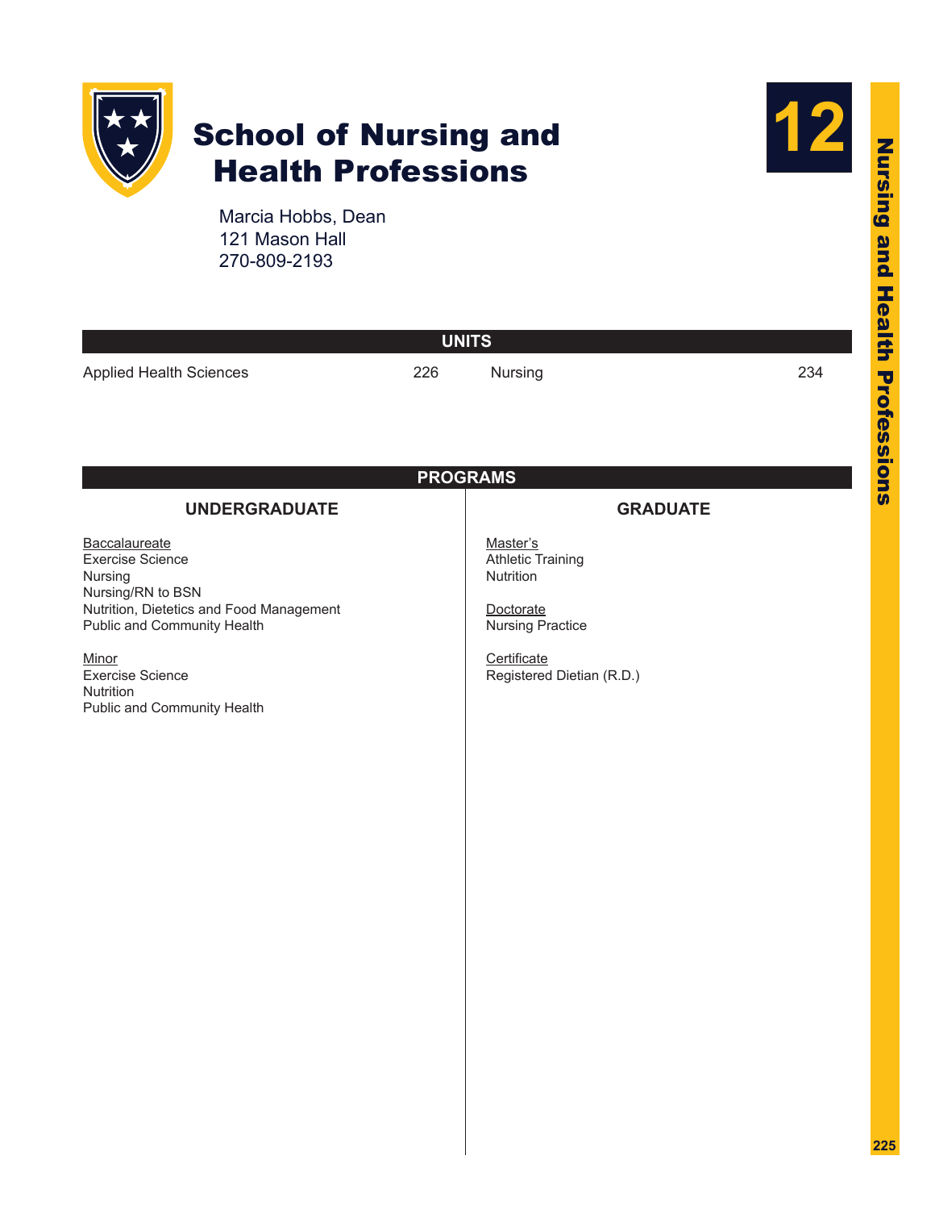# School of Nursing and Health Professions

Marcia Hobbs, Dean
121 Mason Hall
270-809-2193

## UNITS

| Unit | Page | Unit | Page |
|---|---|---|---|
| Applied Health Sciences | 226 | Nursing | 234 |

## PROGRAMS

### UNDERGRADUATE

Baccalaureate
- Exercise Science
- Nursing
- Nursing/RN to BSN
- Nutrition, Dietetics and Food Management
- Public and Community Health

Minor
- Exercise Science
- Nutrition
- Public and Community Health

### GRADUATE

Master's
- Athletic Training
- Nutrition

Doctorate
- Nursing Practice

Certificate
- Registered Dietian (R.D.)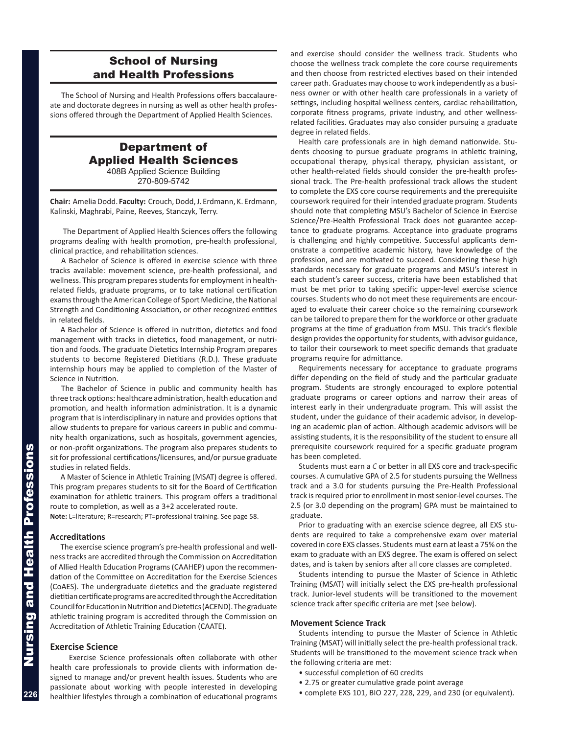# School of Nursing and Health Professions

The School of Nursing and Health Professions offers baccalaureate and doctorate degrees in nursing as well as other health professions offered through the Department of Applied Health Sciences.

## Department of Applied Health Sciences

408B Applied Science Building
270-809-5742

**Chair:** Amelia Dodd. **Faculty:** Crouch, Dodd, J. Erdmann, K. Erdmann, Kalinski, Maghrabi, Paine, Reeves, Stanczyk, Terry.

The Department of Applied Health Sciences offers the following programs dealing with health promotion, pre-health professional, clinical practice, and rehabilitation sciences.

A Bachelor of Science is offered in exercise science with three tracks available: movement science, pre-health professional, and wellness. This program prepares students for employment in health-related fields, graduate programs, or to take national certification exams through the American College of Sport Medicine, the National Strength and Conditioning Association, or other recognized entities in related fields.

A Bachelor of Science is offered in nutrition, dietetics and food management with tracks in dietetics, food management, or nutrition and foods. The graduate Dietetics Internship Program prepares students to become Registered Dietitians (R.D.). These graduate internship hours may be applied to completion of the Master of Science in Nutrition.

The Bachelor of Science in public and community health has three track options: healthcare administration, health education and promotion, and health information administration. It is a dynamic program that is interdisciplinary in nature and provides options that allow students to prepare for various careers in public and community health organizations, such as hospitals, government agencies, or non-profit organizations. The program also prepares students to sit for professional certifications/licensures, and/or pursue graduate studies in related fields.

A Master of Science in Athletic Training (MSAT) degree is offered. This program prepares students to sit for the Board of Certification examination for athletic trainers. This program offers a traditional route to completion, as well as a 3+2 accelerated route.

**Note:** L=literature; R=research; PT=professional training. See page 58.

### Accreditations

The exercise science program's pre-health professional and wellness tracks are accredited through the Commission on Accreditation of Allied Health Education Programs (CAAHEP) upon the recommendation of the Committee on Accreditation for the Exercise Sciences (CoAES). The undergraduate dietetics and the graduate registered dietitian certificate programs are accredited through the Accreditation Council for Education in Nutrition and Dietetics (ACEND). The graduate athletic training program is accredited through the Commission on Accreditation of Athletic Training Education (CAATE).

### Exercise Science

Exercise Science professionals often collaborate with other health care professionals to provide clients with information designed to manage and/or prevent health issues. Students who are passionate about working with people interested in developing healthier lifestyles through a combination of educational programs and exercise should consider the wellness track. Students who choose the wellness track complete the core course requirements and then choose from restricted electives based on their intended career path. Graduates may choose to work independently as a business owner or with other health care professionals in a variety of settings, including hospital wellness centers, cardiac rehabilitation, corporate fitness programs, private industry, and other wellness-related facilities. Graduates may also consider pursuing a graduate degree in related fields.

Health care professionals are in high demand nationwide. Students choosing to pursue graduate programs in athletic training, occupational therapy, physical therapy, physician assistant, or other health-related fields should consider the pre-health professional track. The Pre-health professional track allows the student to complete the EXS core course requirements and the prerequisite coursework required for their intended graduate program. Students should note that completing MSU's Bachelor of Science in Exercise Science/Pre-Health Professional Track does not guarantee acceptance to graduate programs. Acceptance into graduate programs is challenging and highly competitive. Successful applicants demonstrate a competitive academic history, have knowledge of the profession, and are motivated to succeed. Considering these high standards necessary for graduate programs and MSU's interest in each student's career success, criteria have been established that must be met prior to taking specific upper-level exercise science courses. Students who do not meet these requirements are encouraged to evaluate their career choice so the remaining coursework can be tailored to prepare them for the workforce or other graduate programs at the time of graduation from MSU. This track's flexible design provides the opportunity for students, with advisor guidance, to tailor their coursework to meet specific demands that graduate programs require for admittance.

Requirements necessary for acceptance to graduate programs differ depending on the field of study and the particular graduate program. Students are strongly encouraged to explore potential graduate programs or career options and narrow their areas of interest early in their undergraduate program. This will assist the student, under the guidance of their academic advisor, in developing an academic plan of action. Although academic advisors will be assisting students, it is the responsibility of the student to ensure all prerequisite coursework required for a specific graduate program has been completed.

Students must earn a *C* or better in all EXS core and track-specific courses. A cumulative GPA of 2.5 for students pursuing the Wellness track and a 3.0 for students pursuing the Pre-Health Professional track is required prior to enrollment in most senior-level courses. The 2.5 (or 3.0 depending on the program) GPA must be maintained to graduate.

Prior to graduating with an exercise science degree, all EXS students are required to take a comprehensive exam over material covered in core EXS classes. Students must earn at least a 75% on the exam to graduate with an EXS degree. The exam is offered on select dates, and is taken by seniors after all core classes are completed.

Students intending to pursue the Master of Science in Athletic Training (MSAT) will initially select the EXS pre-health professional track. Junior-level students will be transitioned to the movement science track after specific criteria are met (see below).

### Movement Science Track

Students intending to pursue the Master of Science in Athletic Training (MSAT) will initially select the pre-health professional track. Students will be transitioned to the movement science track when the following criteria are met:

- successful completion of 60 credits
- 2.75 or greater cumulative grade point average
- complete EXS 101, BIO 227, 228, 229, and 230 (or equivalent).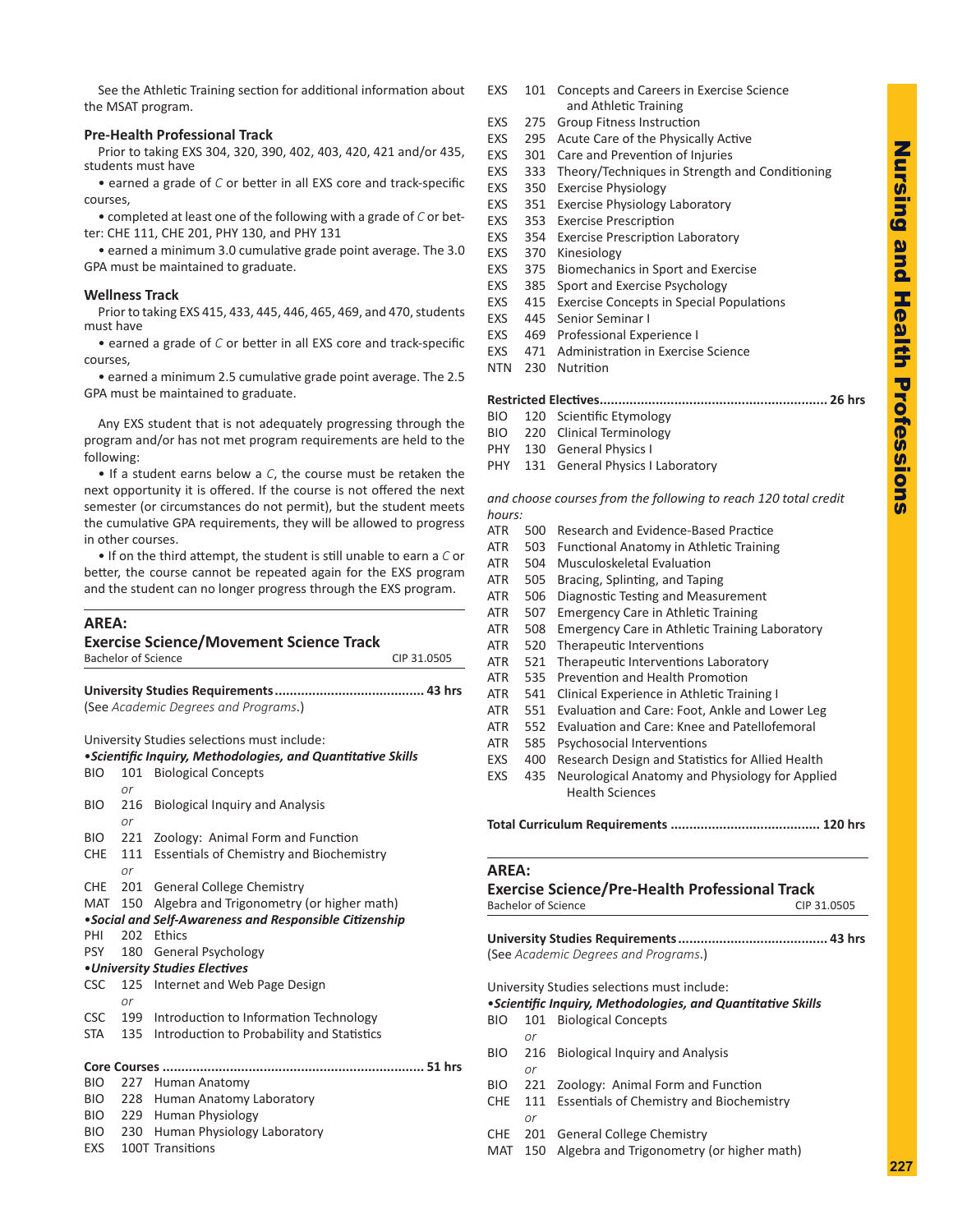See the Athletic Training section for additional information about the MSAT program.

### Pre-Health Professional Track

Prior to taking EXS 304, 320, 390, 402, 403, 420, 421 and/or 435, students must have

- earned a grade of *C* or better in all EXS core and track-specific courses,
- completed at least one of the following with a grade of *C* or better: CHE 111, CHE 201, PHY 130, and PHY 131
- earned a minimum 3.0 cumulative grade point average. The 3.0 GPA must be maintained to graduate.

### Wellness Track

Prior to taking EXS 415, 433, 445, 446, 465, 469, and 470, students must have

- earned a grade of *C* or better in all EXS core and track-specific courses,
- earned a minimum 2.5 cumulative grade point average. The 2.5 GPA must be maintained to graduate.

Any EXS student that is not adequately progressing through the program and/or has not met program requirements are held to the following:

- If a student earns below a *C*, the course must be retaken the next opportunity it is offered. If the course is not offered the next semester (or circumstances do not permit), but the student meets the cumulative GPA requirements, they will be allowed to progress in other courses.
- If on the third attempt, the student is still unable to earn a *C* or better, the course cannot be repeated again for the EXS program and the student can no longer progress through the EXS program.

## AREA: Exercise Science/Movement Science Track

Bachelor of Science — CIP 31.0505

**University Studies Requirements....................................... 43 hrs**
(See *Academic Degrees and Programs*.)

University Studies selections must include:

***•Scientific Inquiry, Methodologies, and Quantitative Skills***

BIO 101 Biological Concepts
*or*
BIO 216 Biological Inquiry and Analysis
*or*
BIO 221 Zoology: Animal Form and Function
CHE 111 Essentials of Chemistry and Biochemistry
*or*
CHE 201 General College Chemistry
MAT 150 Algebra and Trigonometry (or higher math)

***•Social and Self-Awareness and Responsible Citizenship***

PHI 202 Ethics
PSY 180 General Psychology

***•University Studies Electives***

CSC 125 Internet and Web Page Design
*or*
CSC 199 Introduction to Information Technology
STA 135 Introduction to Probability and Statistics

**Core Courses .................................................................... 51 hrs**

BIO 227 Human Anatomy
BIO 228 Human Anatomy Laboratory
BIO 229 Human Physiology
BIO 230 Human Physiology Laboratory
EXS 100T Transitions
EXS 101 Concepts and Careers in Exercise Science and Athletic Training
EXS 275 Group Fitness Instruction
EXS 295 Acute Care of the Physically Active
EXS 301 Care and Prevention of Injuries
EXS 333 Theory/Techniques in Strength and Conditioning
EXS 350 Exercise Physiology
EXS 351 Exercise Physiology Laboratory
EXS 353 Exercise Prescription
EXS 354 Exercise Prescription Laboratory
EXS 370 Kinesiology
EXS 375 Biomechanics in Sport and Exercise
EXS 385 Sport and Exercise Psychology
EXS 415 Exercise Concepts in Special Populations
EXS 445 Senior Seminar I
EXS 469 Professional Experience I
EXS 471 Administration in Exercise Science
NTN 230 Nutrition

**Restricted Electives............................................................ 26 hrs**

BIO 120 Scientific Etymology
BIO 220 Clinical Terminology
PHY 130 General Physics I
PHY 131 General Physics I Laboratory

*and choose courses from the following to reach 120 total credit hours:*

ATR 500 Research and Evidence-Based Practice
ATR 503 Functional Anatomy in Athletic Training
ATR 504 Musculoskeletal Evaluation
ATR 505 Bracing, Splinting, and Taping
ATR 506 Diagnostic Testing and Measurement
ATR 507 Emergency Care in Athletic Training
ATR 508 Emergency Care in Athletic Training Laboratory
ATR 520 Therapeutic Interventions
ATR 521 Therapeutic Interventions Laboratory
ATR 535 Prevention and Health Promotion
ATR 541 Clinical Experience in Athletic Training I
ATR 551 Evaluation and Care: Foot, Ankle and Lower Leg
ATR 552 Evaluation and Care: Knee and Patellofemoral
ATR 585 Psychosocial Interventions
EXS 400 Research Design and Statistics for Allied Health
EXS 435 Neurological Anatomy and Physiology for Applied Health Sciences

**Total Curriculum Requirements ....................................... 120 hrs**

## AREA: Exercise Science/Pre-Health Professional Track

Bachelor of Science — CIP 31.0505

**University Studies Requirements....................................... 43 hrs**
(See *Academic Degrees and Programs*.)

University Studies selections must include:

***•Scientific Inquiry, Methodologies, and Quantitative Skills***

BIO 101 Biological Concepts
*or*
BIO 216 Biological Inquiry and Analysis
*or*
BIO 221 Zoology: Animal Form and Function
CHE 111 Essentials of Chemistry and Biochemistry
*or*
CHE 201 General College Chemistry
MAT 150 Algebra and Trigonometry (or higher math)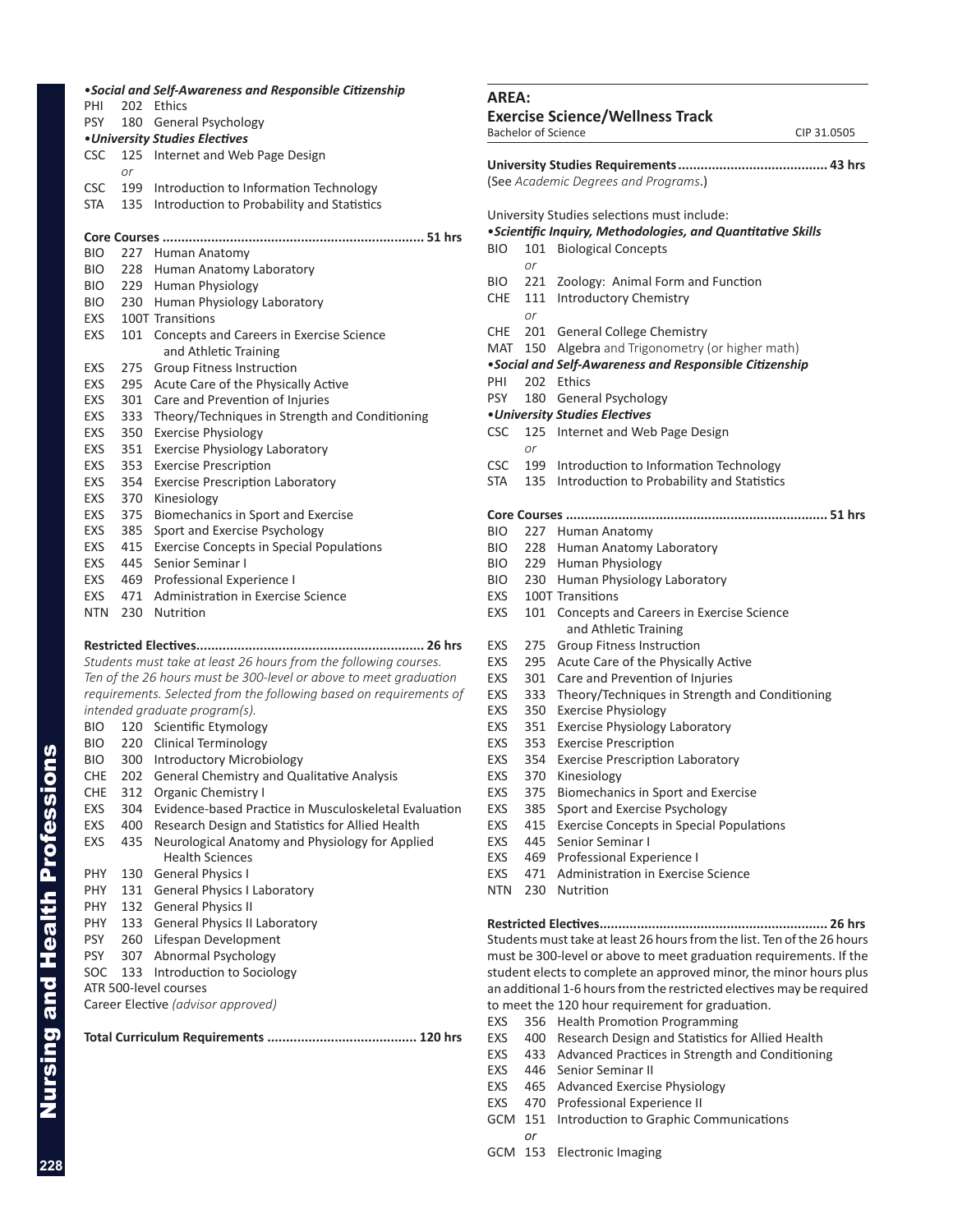•*Social and Self-Awareness and Responsible Citizenship*

PHI 202 Ethics
PSY 180 General Psychology

•*University Studies Electives*

CSC 125 Internet and Web Page Design
*or*
CSC 199 Introduction to Information Technology
STA 135 Introduction to Probability and Statistics

**Core Courses ..................................................................... 51 hrs**

BIO 227 Human Anatomy
BIO 228 Human Anatomy Laboratory
BIO 229 Human Physiology
BIO 230 Human Physiology Laboratory
EXS 100T Transitions
EXS 101 Concepts and Careers in Exercise Science and Athletic Training
EXS 275 Group Fitness Instruction
EXS 295 Acute Care of the Physically Active
EXS 301 Care and Prevention of Injuries
EXS 333 Theory/Techniques in Strength and Conditioning
EXS 350 Exercise Physiology
EXS 351 Exercise Physiology Laboratory
EXS 353 Exercise Prescription
EXS 354 Exercise Prescription Laboratory
EXS 370 Kinesiology
EXS 375 Biomechanics in Sport and Exercise
EXS 385 Sport and Exercise Psychology
EXS 415 Exercise Concepts in Special Populations
EXS 445 Senior Seminar I
EXS 469 Professional Experience I
EXS 471 Administration in Exercise Science
NTN 230 Nutrition

**Restricted Electives............................................................ 26 hrs**

*Students must take at least 26 hours from the following courses. Ten of the 26 hours must be 300-level or above to meet graduation requirements. Selected from the following based on requirements of intended graduate program(s).*

BIO 120 Scientific Etymology
BIO 220 Clinical Terminology
BIO 300 Introductory Microbiology
CHE 202 General Chemistry and Qualitative Analysis
CHE 312 Organic Chemistry I
EXS 304 Evidence-based Practice in Musculoskeletal Evaluation
EXS 400 Research Design and Statistics for Allied Health
EXS 435 Neurological Anatomy and Physiology for Applied Health Sciences
PHY 130 General Physics I
PHY 131 General Physics I Laboratory
PHY 132 General Physics II
PHY 133 General Physics II Laboratory
PSY 260 Lifespan Development
PSY 307 Abnormal Psychology
SOC 133 Introduction to Sociology
ATR 500-level courses
Career Elective *(advisor approved)*

**Total Curriculum Requirements ....................................... 120 hrs**

## AREA:

## Exercise Science/Wellness Track

Bachelor of Science CIP 31.0505

**University Studies Requirements........................................ 43 hrs**

(See *Academic Degrees and Programs*.)

University Studies selections must include:

•*Scientific Inquiry, Methodologies, and Quantitative Skills*

BIO 101 Biological Concepts
*or*
BIO 221 Zoology: Animal Form and Function
CHE 111 Introductory Chemistry
*or*
CHE 201 General College Chemistry
MAT 150 Algebra and Trigonometry (or higher math)

•*Social and Self-Awareness and Responsible Citizenship*

PHI 202 Ethics
PSY 180 General Psychology

•*University Studies Electives*

CSC 125 Internet and Web Page Design
*or*
CSC 199 Introduction to Information Technology
STA 135 Introduction to Probability and Statistics

**Core Courses ..................................................................... 51 hrs**

BIO 227 Human Anatomy
BIO 228 Human Anatomy Laboratory
BIO 229 Human Physiology
BIO 230 Human Physiology Laboratory
EXS 100T Transitions
EXS 101 Concepts and Careers in Exercise Science and Athletic Training
EXS 275 Group Fitness Instruction
EXS 295 Acute Care of the Physically Active
EXS 301 Care and Prevention of Injuries
EXS 333 Theory/Techniques in Strength and Conditioning
EXS 350 Exercise Physiology
EXS 351 Exercise Physiology Laboratory
EXS 353 Exercise Prescription
EXS 354 Exercise Prescription Laboratory
EXS 370 Kinesiology
EXS 375 Biomechanics in Sport and Exercise
EXS 385 Sport and Exercise Psychology
EXS 415 Exercise Concepts in Special Populations
EXS 445 Senior Seminar I
EXS 469 Professional Experience I
EXS 471 Administration in Exercise Science
NTN 230 Nutrition

**Restricted Electives............................................................ 26 hrs**

Students must take at least 26 hours from the list. Ten of the 26 hours must be 300-level or above to meet graduation requirements. If the student elects to complete an approved minor, the minor hours plus an additional 1-6 hours from the restricted electives may be required to meet the 120 hour requirement for graduation.

EXS 356 Health Promotion Programming
EXS 400 Research Design and Statistics for Allied Health
EXS 433 Advanced Practices in Strength and Conditioning
EXS 446 Senior Seminar II
EXS 465 Advanced Exercise Physiology
EXS 470 Professional Experience II
GCM 151 Introduction to Graphic Communications
*or*
GCM 153 Electronic Imaging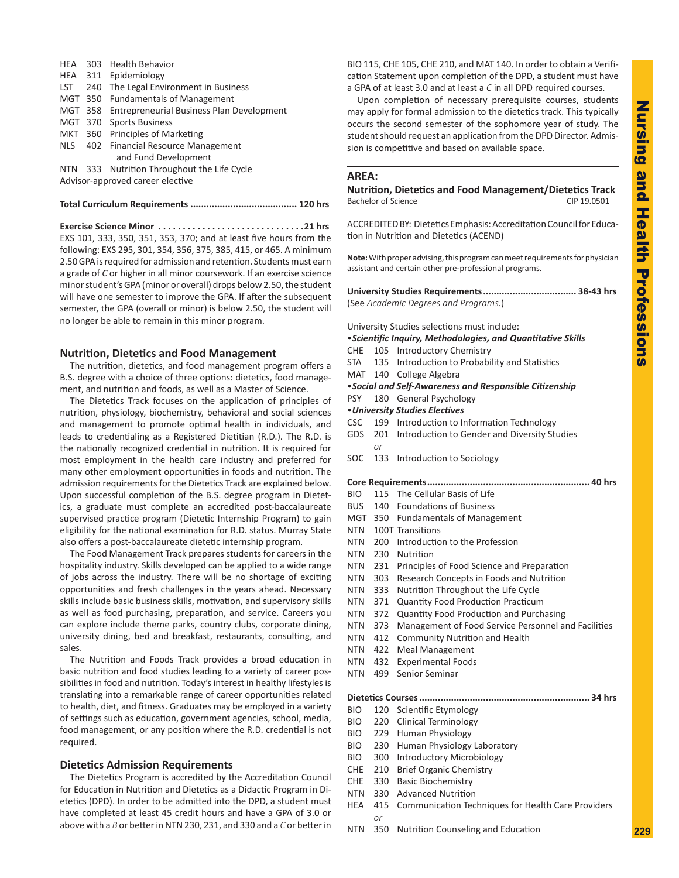HEA 303 Health Behavior
HEA 311 Epidemiology
LST 240 The Legal Environment in Business
MGT 350 Fundamentals of Management
MGT 358 Entrepreneurial Business Plan Development
MGT 370 Sports Business
MKT 360 Principles of Marketing
NLS 402 Financial Resource Management and Fund Development
NTN 333 Nutrition Throughout the Life Cycle
Advisor-approved career elective

**Total Curriculum Requirements ....................................... 120 hrs**

**Exercise Science Minor ..............................21 hrs**
EXS 101, 333, 350, 351, 353, 370; and at least five hours from the following: EXS 295, 301, 354, 356, 375, 385, 415, or 465. A minimum 2.50 GPA is required for admission and retention. Students must earn a grade of *C* or higher in all minor coursework. If an exercise science minor student's GPA (minor or overall) drops below 2.50, the student will have one semester to improve the GPA. If after the subsequent semester, the GPA (overall or minor) is below 2.50, the student will no longer be able to remain in this minor program.

## Nutrition, Dietetics and Food Management

The nutrition, dietetics, and food management program offers a B.S. degree with a choice of three options: dietetics, food management, and nutrition and foods, as well as a Master of Science.

The Dietetics Track focuses on the application of principles of nutrition, physiology, biochemistry, behavioral and social sciences and management to promote optimal health in individuals, and leads to credentialing as a Registered Dietitian (R.D.). The R.D. is the nationally recognized credential in nutrition. It is required for most employment in the health care industry and preferred for many other employment opportunities in foods and nutrition. The admission requirements for the Dietetics Track are explained below. Upon successful completion of the B.S. degree program in Dietetics, a graduate must complete an accredited post-baccalaureate supervised practice program (Dietetic Internship Program) to gain eligibility for the national examination for R.D. status. Murray State also offers a post-baccalaureate dietetic internship program.

The Food Management Track prepares students for careers in the hospitality industry. Skills developed can be applied to a wide range of jobs across the industry. There will be no shortage of exciting opportunities and fresh challenges in the years ahead. Necessary skills include basic business skills, motivation, and supervisory skills as well as food purchasing, preparation, and service. Careers you can explore include theme parks, country clubs, corporate dining, university dining, bed and breakfast, restaurants, consulting, and sales.

The Nutrition and Foods Track provides a broad education in basic nutrition and food studies leading to a variety of career possibilities in food and nutrition. Today's interest in healthy lifestyles is translating into a remarkable range of career opportunities related to health, diet, and fitness. Graduates may be employed in a variety of settings such as education, government agencies, school, media, food management, or any position where the R.D. credential is not required.

### Dietetics Admission Requirements

The Dietetics Program is accredited by the Accreditation Council for Education in Nutrition and Dietetics as a Didactic Program in Dietetics (DPD). In order to be admitted into the DPD, a student must have completed at least 45 credit hours and have a GPA of 3.0 or above with a *B* or better in NTN 230, 231, and 330 and a *C* or better in BIO 115, CHE 105, CHE 210, and MAT 140. In order to obtain a Verification Statement upon completion of the DPD, a student must have a GPA of at least 3.0 and at least a *C* in all DPD required courses.

Upon completion of necessary prerequisite courses, students may apply for formal admission to the dietetics track. This typically occurs the second semester of the sophomore year of study. The student should request an application from the DPD Director. Admission is competitive and based on available space.

## AREA:
## Nutrition, Dietetics and Food Management/Dietetics Track

Bachelor of Science — CIP 19.0501

ACCREDITED BY: Dietetics Emphasis: Accreditation Council for Education in Nutrition and Dietetics (ACEND)

**Note:** With proper advising, this program can meet requirements for physician assistant and certain other pre-professional programs.

**University Studies Requirements.................................. 38-43 hrs**
(See *Academic Degrees and Programs*.)

University Studies selections must include:

•***Scientific Inquiry, Methodologies, and Quantitative Skills***
CHE 105 Introductory Chemistry
STA 135 Introduction to Probability and Statistics
MAT 140 College Algebra

•***Social and Self-Awareness and Responsible Citizenship***
PSY 180 General Psychology

•***University Studies Electives***
CSC 199 Introduction to Information Technology
GDS 201 Introduction to Gender and Diversity Studies
*or*
SOC 133 Introduction to Sociology

**Core Requirements............................................................ 40 hrs**
BIO 115 The Cellular Basis of Life
BUS 140 Foundations of Business
MGT 350 Fundamentals of Management
NTN 100T Transitions
NTN 200 Introduction to the Profession
NTN 230 Nutrition
NTN 231 Principles of Food Science and Preparation
NTN 303 Research Concepts in Foods and Nutrition
NTN 333 Nutrition Throughout the Life Cycle
NTN 371 Quantity Food Production Practicum
NTN 372 Quantity Food Production and Purchasing
NTN 373 Management of Food Service Personnel and Facilities
NTN 412 Community Nutrition and Health
NTN 422 Meal Management
NTN 432 Experimental Foods
NTN 499 Senior Seminar

**Dietetics Courses.............................................................. 34 hrs**
BIO 120 Scientific Etymology
BIO 220 Clinical Terminology
BIO 229 Human Physiology
BIO 230 Human Physiology Laboratory
BIO 300 Introductory Microbiology
CHE 210 Brief Organic Chemistry
CHE 330 Basic Biochemistry
NTN 330 Advanced Nutrition
HEA 415 Communication Techniques for Health Care Providers
*or*
NTN 350 Nutrition Counseling and Education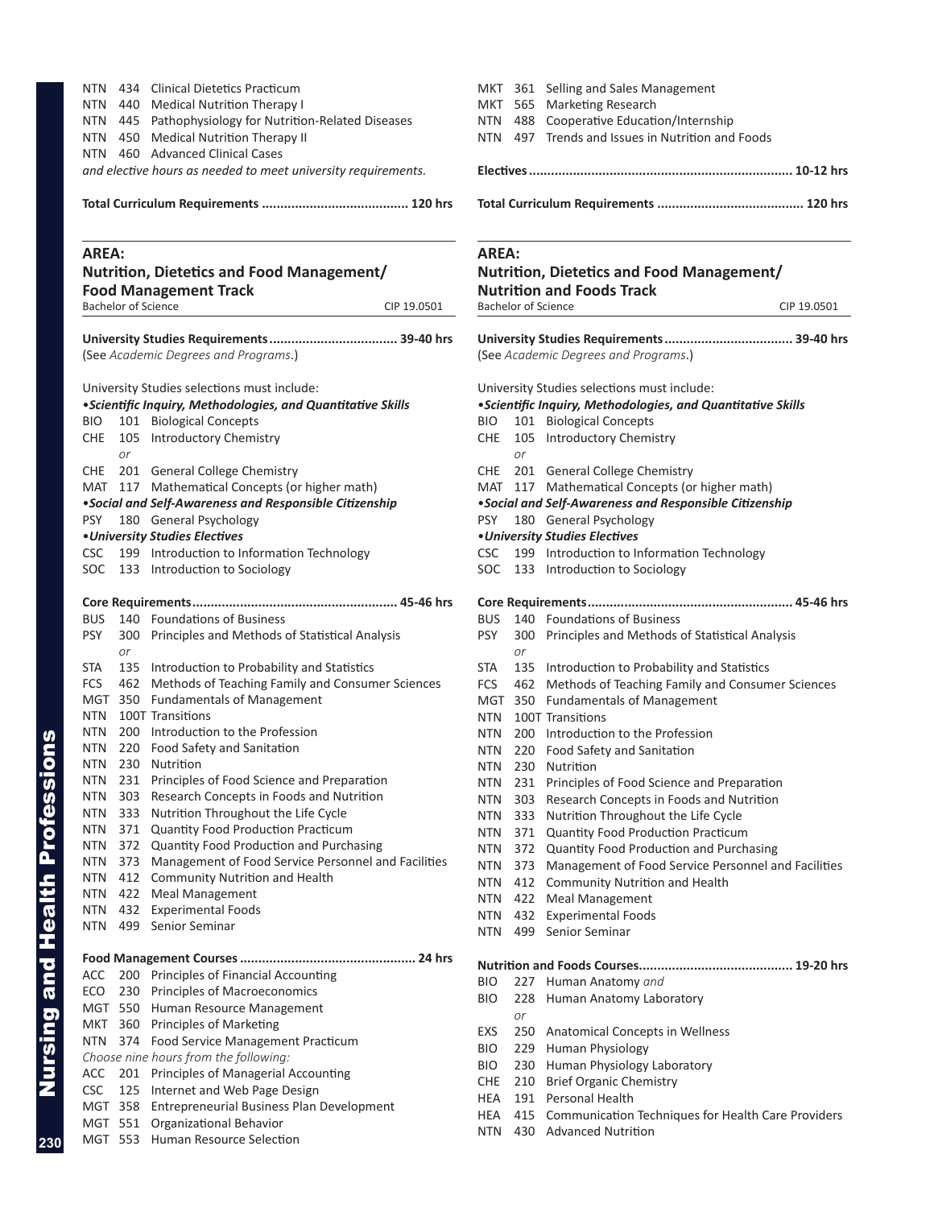NTN 434 Clinical Dietetics Practicum
NTN 440 Medical Nutrition Therapy I
NTN 445 Pathophysiology for Nutrition-Related Diseases
NTN 450 Medical Nutrition Therapy II
NTN 460 Advanced Clinical Cases
*and elective hours as needed to meet university requirements.*

**Total Curriculum Requirements ....................................... 120 hrs**

## AREA: Nutrition, Dietetics and Food Management/ Food Management Track

Bachelor of Science CIP 19.0501

**University Studies Requirements.................................. 39-40 hrs**
(See *Academic Degrees and Programs*.)

University Studies selections must include:

•***Scientific Inquiry, Methodologies, and Quantitative Skills***
BIO 101 Biological Concepts
CHE 105 Introductory Chemistry
*or*
CHE 201 General College Chemistry
MAT 117 Mathematical Concepts (or higher math)

•***Social and Self-Awareness and Responsible Citizenship***
PSY 180 General Psychology

•***University Studies Electives***
CSC 199 Introduction to Information Technology
SOC 133 Introduction to Sociology

**Core Requirements....................................................... 45-46 hrs**
BUS 140 Foundations of Business
PSY 300 Principles and Methods of Statistical Analysis
*or*
STA 135 Introduction to Probability and Statistics
FCS 462 Methods of Teaching Family and Consumer Sciences
MGT 350 Fundamentals of Management
NTN 100T Transitions
NTN 200 Introduction to the Profession
NTN 220 Food Safety and Sanitation
NTN 230 Nutrition
NTN 231 Principles of Food Science and Preparation
NTN 303 Research Concepts in Foods and Nutrition
NTN 333 Nutrition Throughout the Life Cycle
NTN 371 Quantity Food Production Practicum
NTN 372 Quantity Food Production and Purchasing
NTN 373 Management of Food Service Personnel and Facilities
NTN 412 Community Nutrition and Health
NTN 422 Meal Management
NTN 432 Experimental Foods
NTN 499 Senior Seminar

**Food Management Courses ............................................... 24 hrs**
ACC 200 Principles of Financial Accounting
ECO 230 Principles of Macroeconomics
MGT 550 Human Resource Management
MKT 360 Principles of Marketing
NTN 374 Food Service Management Practicum
*Choose nine hours from the following:*
ACC 201 Principles of Managerial Accounting
CSC 125 Internet and Web Page Design
MGT 358 Entrepreneurial Business Plan Development
MGT 551 Organizational Behavior
MGT 553 Human Resource Selection
MKT 361 Selling and Sales Management
MKT 565 Marketing Research
NTN 488 Cooperative Education/Internship
NTN 497 Trends and Issues in Nutrition and Foods

**Electives...................................................................... 10-12 hrs**

**Total Curriculum Requirements ....................................... 120 hrs**

## AREA: Nutrition, Dietetics and Food Management/ Nutrition and Foods Track

Bachelor of Science CIP 19.0501

**University Studies Requirements.................................. 39-40 hrs**
(See *Academic Degrees and Programs*.)

University Studies selections must include:

•***Scientific Inquiry, Methodologies, and Quantitative Skills***
BIO 101 Biological Concepts
CHE 105 Introductory Chemistry
*or*
CHE 201 General College Chemistry
MAT 117 Mathematical Concepts (or higher math)

•***Social and Self-Awareness and Responsible Citizenship***
PSY 180 General Psychology

•***University Studies Electives***
CSC 199 Introduction to Information Technology
SOC 133 Introduction to Sociology

**Core Requirements....................................................... 45-46 hrs**
BUS 140 Foundations of Business
PSY 300 Principles and Methods of Statistical Analysis
*or*
STA 135 Introduction to Probability and Statistics
FCS 462 Methods of Teaching Family and Consumer Sciences
MGT 350 Fundamentals of Management
NTN 100T Transitions
NTN 200 Introduction to the Profession
NTN 220 Food Safety and Sanitation
NTN 230 Nutrition
NTN 231 Principles of Food Science and Preparation
NTN 303 Research Concepts in Foods and Nutrition
NTN 333 Nutrition Throughout the Life Cycle
NTN 371 Quantity Food Production Practicum
NTN 372 Quantity Food Production and Purchasing
NTN 373 Management of Food Service Personnel and Facilities
NTN 412 Community Nutrition and Health
NTN 422 Meal Management
NTN 432 Experimental Foods
NTN 499 Senior Seminar

**Nutrition and Foods Courses......................................... 19-20 hrs**
BIO 227 Human Anatomy *and*
BIO 228 Human Anatomy Laboratory
*or*
EXS 250 Anatomical Concepts in Wellness
BIO 229 Human Physiology
BIO 230 Human Physiology Laboratory
CHE 210 Brief Organic Chemistry
HEA 191 Personal Health
HEA 415 Communication Techniques for Health Care Providers
NTN 430 Advanced Nutrition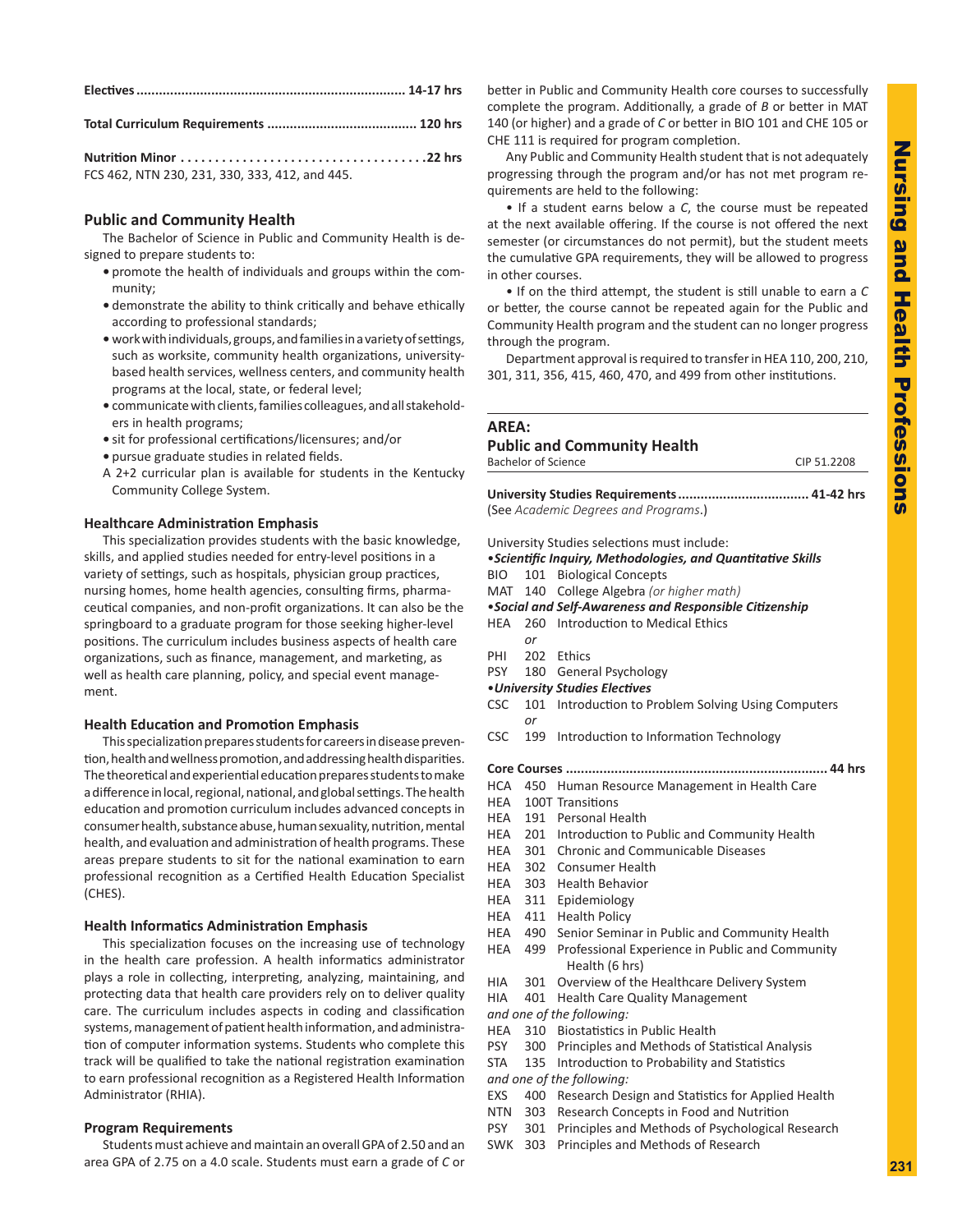**Electives ........................................................................ 14-17 hrs**

**Total Curriculum Requirements ........................................ 120 hrs**

**Nutrition Minor .....................................22 hrs**
FCS 462, NTN 230, 231, 330, 333, 412, and 445.

## Public and Community Health

The Bachelor of Science in Public and Community Health is designed to prepare students to:

- promote the health of individuals and groups within the community;
- demonstrate the ability to think critically and behave ethically according to professional standards;
- work with individuals, groups, and families in a variety of settings, such as worksite, community health organizations, university-based health services, wellness centers, and community health programs at the local, state, or federal level;
- communicate with clients, families colleagues, and all stakeholders in health programs;
- sit for professional certifications/licensures; and/or
- pursue graduate studies in related fields.

A 2+2 curricular plan is available for students in the Kentucky Community College System.

### Healthcare Administration Emphasis

This specialization provides students with the basic knowledge, skills, and applied studies needed for entry-level positions in a variety of settings, such as hospitals, physician group practices, nursing homes, home health agencies, consulting firms, pharmaceutical companies, and non-profit organizations. It can also be the springboard to a graduate program for those seeking higher-level positions. The curriculum includes business aspects of health care organizations, such as finance, management, and marketing, as well as health care planning, policy, and special event management.

### Health Education and Promotion Emphasis

This specialization prepares students for careers in disease prevention, health and wellness promotion, and addressing health disparities. The theoretical and experiential education prepares students to make a difference in local, regional, national, and global settings. The health education and promotion curriculum includes advanced concepts in consumer health, substance abuse, human sexuality, nutrition, mental health, and evaluation and administration of health programs. These areas prepare students to sit for the national examination to earn professional recognition as a Certified Health Education Specialist (CHES).

### Health Informatics Administration Emphasis

This specialization focuses on the increasing use of technology in the health care profession. A health informatics administrator plays a role in collecting, interpreting, analyzing, maintaining, and protecting data that health care providers rely on to deliver quality care. The curriculum includes aspects in coding and classification systems, management of patient health information, and administration of computer information systems. Students who complete this track will be qualified to take the national registration examination to earn professional recognition as a Registered Health Information Administrator (RHIA).

### Program Requirements

Students must achieve and maintain an overall GPA of 2.50 and an area GPA of 2.75 on a 4.0 scale. Students must earn a grade of *C* or better in Public and Community Health core courses to successfully complete the program. Additionally, a grade of *B* or better in MAT 140 (or higher) and a grade of *C* or better in BIO 101 and CHE 105 or CHE 111 is required for program completion.

Any Public and Community Health student that is not adequately progressing through the program and/or has not met program requirements are held to the following:

- If a student earns below a *C*, the course must be repeated at the next available offering. If the course is not offered the next semester (or circumstances do not permit), but the student meets the cumulative GPA requirements, they will be allowed to progress in other courses.
- If on the third attempt, the student is still unable to earn a *C* or better, the course cannot be repeated again for the Public and Community Health program and the student can no longer progress through the program.

Department approval is required to transfer in HEA 110, 200, 210, 301, 311, 356, 415, 460, 470, and 499 from other institutions.

---

**AREA:**
**Public and Community Health**
Bachelor of Science — CIP 51.2208

**University Studies Requirements .................................. 41-42 hrs**
(See *Academic Degrees and Programs*.)

University Studies selections must include:

•***Scientific Inquiry, Methodologies, and Quantitative Skills***
BIO 101 Biological Concepts
MAT 140 College Algebra *(or higher math)*

•***Social and Self-Awareness and Responsible Citizenship***
HEA 260 Introduction to Medical Ethics
*or*
PHI 202 Ethics
PSY 180 General Psychology

•***University Studies Electives***
CSC 101 Introduction to Problem Solving Using Computers
*or*
CSC 199 Introduction to Information Technology

**Core Courses ..................................................................... 44 hrs**
HCA 450 Human Resource Management in Health Care
HEA 100T Transitions
HEA 191 Personal Health
HEA 201 Introduction to Public and Community Health
HEA 301 Chronic and Communicable Diseases
HEA 302 Consumer Health
HEA 303 Health Behavior
HEA 311 Epidemiology
HEA 411 Health Policy
HEA 490 Senior Seminar in Public and Community Health
HEA 499 Professional Experience in Public and Community Health (6 hrs)
HIA 301 Overview of the Healthcare Delivery System
HIA 401 Health Care Quality Management

*and one of the following:*
HEA 310 Biostatistics in Public Health
PSY 300 Principles and Methods of Statistical Analysis
STA 135 Introduction to Probability and Statistics

*and one of the following:*
EXS 400 Research Design and Statistics for Applied Health
NTN 303 Research Concepts in Food and Nutrition
PSY 301 Principles and Methods of Psychological Research
SWK 303 Principles and Methods of Research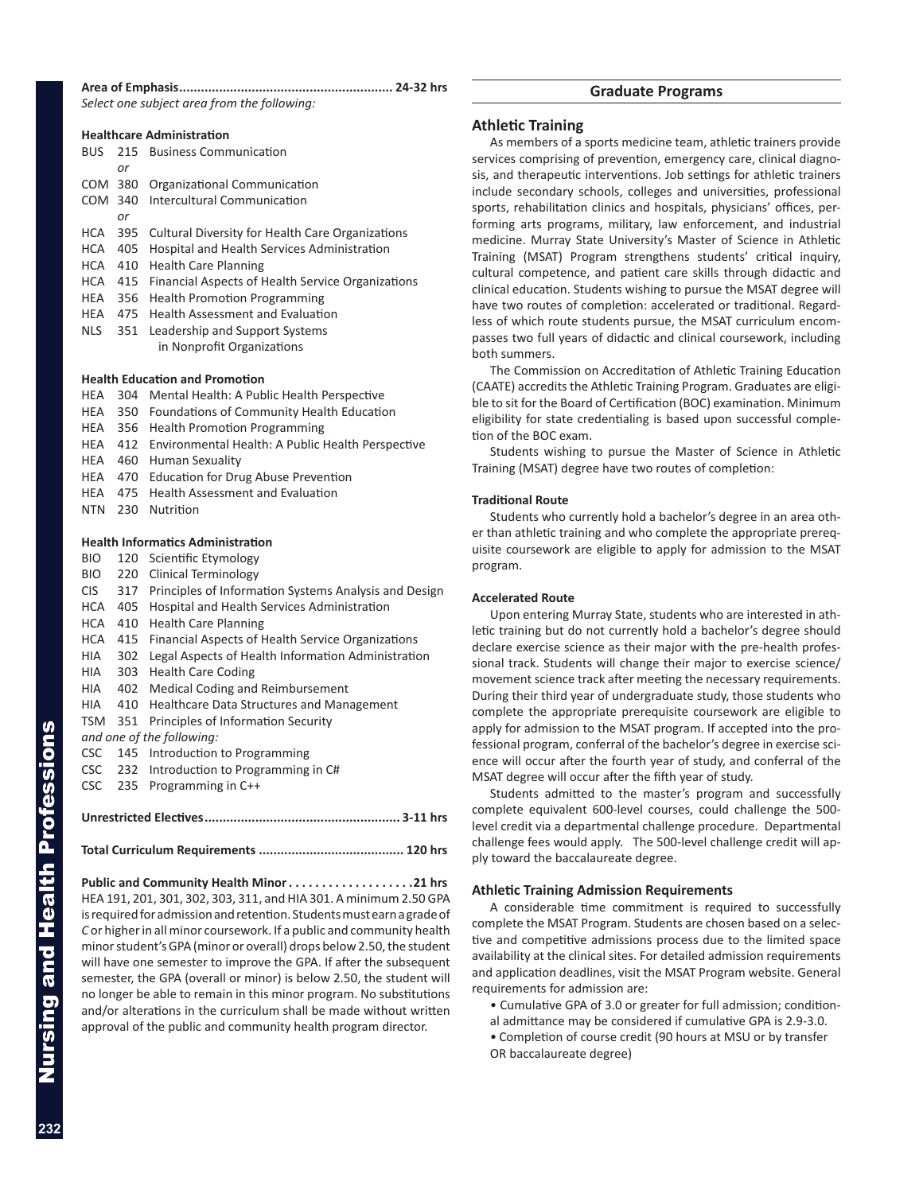**Area of Emphasis........................................................... 24-32 hrs**

*Select one subject area from the following:*

**Healthcare Administration**

BUS 215 Business Communication
*or*
COM 380 Organizational Communication
COM 340 Intercultural Communication
*or*
HCA 395 Cultural Diversity for Health Care Organizations
HCA 405 Hospital and Health Services Administration
HCA 410 Health Care Planning
HCA 415 Financial Aspects of Health Service Organizations
HEA 356 Health Promotion Programming
HEA 475 Health Assessment and Evaluation
NLS 351 Leadership and Support Systems in Nonprofit Organizations

**Health Education and Promotion**

HEA 304 Mental Health: A Public Health Perspective
HEA 350 Foundations of Community Health Education
HEA 356 Health Promotion Programming
HEA 412 Environmental Health: A Public Health Perspective
HEA 460 Human Sexuality
HEA 470 Education for Drug Abuse Prevention
HEA 475 Health Assessment and Evaluation
NTN 230 Nutrition

**Health Informatics Administration**

BIO 120 Scientific Etymology
BIO 220 Clinical Terminology
CIS 317 Principles of Information Systems Analysis and Design
HCA 405 Hospital and Health Services Administration
HCA 410 Health Care Planning
HCA 415 Financial Aspects of Health Service Organizations
HIA 302 Legal Aspects of Health Information Administration
HIA 303 Health Care Coding
HIA 402 Medical Coding and Reimbursement
HIA 410 Healthcare Data Structures and Management
TSM 351 Principles of Information Security
*and one of the following:*
CSC 145 Introduction to Programming
CSC 232 Introduction to Programming in C#
CSC 235 Programming in C++

**Unrestricted Electives..................................................... 3-11 hrs**

**Total Curriculum Requirements ....................................... 120 hrs**

**Public and Community Health Minor . . . . . . . . . . . . . . . . . . .21 hrs**
HEA 191, 201, 301, 302, 303, 311, and HIA 301. A minimum 2.50 GPA is required for admission and retention. Students must earn a grade of *C* or higher in all minor coursework. If a public and community health minor student's GPA (minor or overall) drops below 2.50, the student will have one semester to improve the GPA. If after the subsequent semester, the GPA (overall or minor) is below 2.50, the student will no longer be able to remain in this minor program. No substitutions and/or alterations in the curriculum shall be made without written approval of the public and community health program director.

## Graduate Programs

### Athletic Training

As members of a sports medicine team, athletic trainers provide services comprising of prevention, emergency care, clinical diagnosis, and therapeutic interventions. Job settings for athletic trainers include secondary schools, colleges and universities, professional sports, rehabilitation clinics and hospitals, physicians' offices, performing arts programs, military, law enforcement, and industrial medicine. Murray State University's Master of Science in Athletic Training (MSAT) Program strengthens students' critical inquiry, cultural competence, and patient care skills through didactic and clinical education. Students wishing to pursue the MSAT degree will have two routes of completion: accelerated or traditional. Regardless of which route students pursue, the MSAT curriculum encompasses two full years of didactic and clinical coursework, including both summers.

The Commission on Accreditation of Athletic Training Education (CAATE) accredits the Athletic Training Program. Graduates are eligible to sit for the Board of Certification (BOC) examination. Minimum eligibility for state credentialing is based upon successful completion of the BOC exam.

Students wishing to pursue the Master of Science in Athletic Training (MSAT) degree have two routes of completion:

**Traditional Route**

Students who currently hold a bachelor's degree in an area other than athletic training and who complete the appropriate prerequisite coursework are eligible to apply for admission to the MSAT program.

**Accelerated Route**

Upon entering Murray State, students who are interested in athletic training but do not currently hold a bachelor's degree should declare exercise science as their major with the pre-health professional track. Students will change their major to exercise science/movement science track after meeting the necessary requirements. During their third year of undergraduate study, those students who complete the appropriate prerequisite coursework are eligible to apply for admission to the MSAT program. If accepted into the professional program, conferral of the bachelor's degree in exercise science will occur after the fourth year of study, and conferral of the MSAT degree will occur after the fifth year of study.

Students admitted to the master's program and successfully complete equivalent 600-level courses, could challenge the 500-level credit via a departmental challenge procedure. Departmental challenge fees would apply. The 500-level challenge credit will apply toward the baccalaureate degree.

### Athletic Training Admission Requirements

A considerable time commitment is required to successfully complete the MSAT Program. Students are chosen based on a selective and competitive admissions process due to the limited space availability at the clinical sites. For detailed admission requirements and application deadlines, visit the MSAT Program website. General requirements for admission are:

- Cumulative GPA of 3.0 or greater for full admission; conditional admittance may be considered if cumulative GPA is 2.9-3.0.
- Completion of course credit (90 hours at MSU or by transfer OR baccalaureate degree)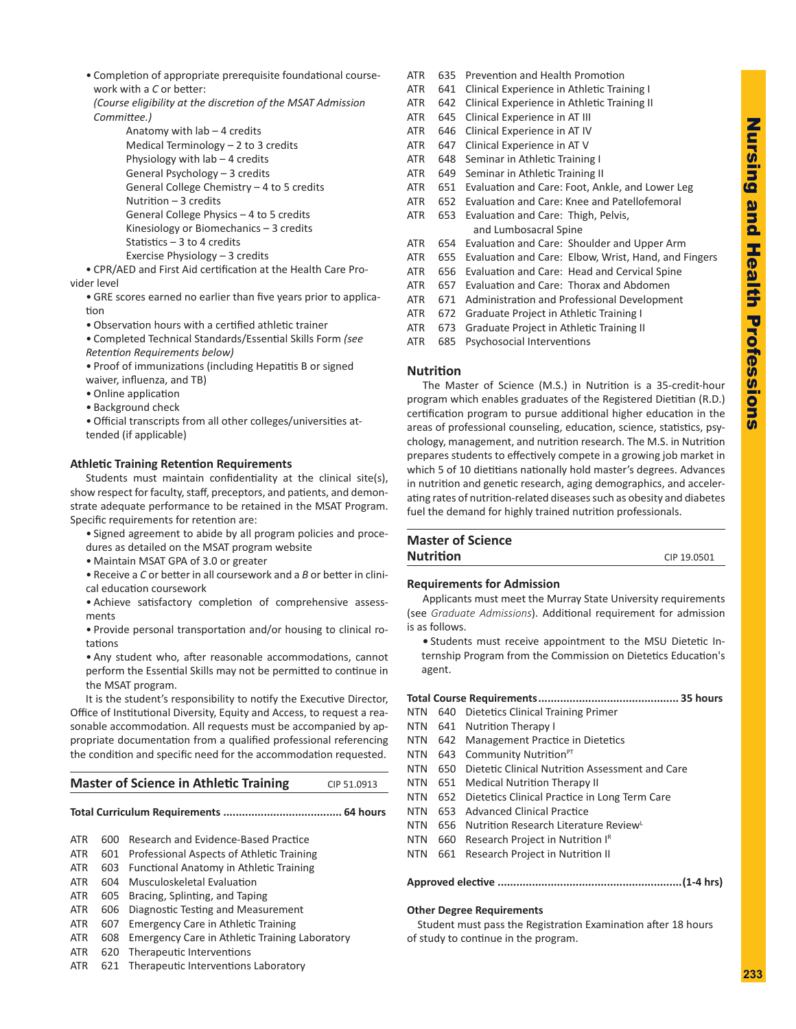- Completion of appropriate prerequisite foundational coursework with a *C* or better:
  *(Course eligibility at the discretion of the MSAT Admission Committee.)*
  - Anatomy with lab – 4 credits
  - Medical Terminology – 2 to 3 credits
  - Physiology with lab – 4 credits
  - General Psychology – 3 credits
  - General College Chemistry – 4 to 5 credits
  - Nutrition – 3 credits
  - General College Physics – 4 to 5 credits
  - Kinesiology or Biomechanics – 3 credits
  - Statistics – 3 to 4 credits
  - Exercise Physiology – 3 credits
- CPR/AED and First Aid certification at the Health Care Provider level
- GRE scores earned no earlier than five years prior to application
- Observation hours with a certified athletic trainer
- Completed Technical Standards/Essential Skills Form *(see Retention Requirements below)*
- Proof of immunizations (including Hepatitis B or signed waiver, influenza, and TB)
- Online application
- Background check
- Official transcripts from all other colleges/universities attended (if applicable)

### Athletic Training Retention Requirements

Students must maintain confidentiality at the clinical site(s), show respect for faculty, staff, preceptors, and patients, and demonstrate adequate performance to be retained in the MSAT Program. Specific requirements for retention are:

- Signed agreement to abide by all program policies and procedures as detailed on the MSAT program website
- Maintain MSAT GPA of 3.0 or greater
- Receive a *C* or better in all coursework and a *B* or better in clinical education coursework
- Achieve satisfactory completion of comprehensive assessments
- Provide personal transportation and/or housing to clinical rotations
- Any student who, after reasonable accommodations, cannot perform the Essential Skills may not be permitted to continue in the MSAT program.

It is the student's responsibility to notify the Executive Director, Office of Institutional Diversity, Equity and Access, to request a reasonable accommodation. All requests must be accompanied by appropriate documentation from a qualified professional referencing the condition and specific need for the accommodation requested.

## Master of Science in Athletic Training — CIP 51.0913

**Total Curriculum Requirements ..................................... 64 hours**

ATR 600 Research and Evidence-Based Practice
ATR 601 Professional Aspects of Athletic Training
ATR 603 Functional Anatomy in Athletic Training
ATR 604 Musculoskeletal Evaluation
ATR 605 Bracing, Splinting, and Taping
ATR 606 Diagnostic Testing and Measurement
ATR 607 Emergency Care in Athletic Training
ATR 608 Emergency Care in Athletic Training Laboratory
ATR 620 Therapeutic Interventions
ATR 621 Therapeutic Interventions Laboratory
ATR 635 Prevention and Health Promotion
ATR 641 Clinical Experience in Athletic Training I
ATR 642 Clinical Experience in Athletic Training II
ATR 645 Clinical Experience in AT III
ATR 646 Clinical Experience in AT IV
ATR 647 Clinical Experience in AT V
ATR 648 Seminar in Athletic Training I
ATR 649 Seminar in Athletic Training II
ATR 651 Evaluation and Care: Foot, Ankle, and Lower Leg
ATR 652 Evaluation and Care: Knee and Patellofemoral
ATR 653 Evaluation and Care: Thigh, Pelvis, and Lumbosacral Spine
ATR 654 Evaluation and Care: Shoulder and Upper Arm
ATR 655 Evaluation and Care: Elbow, Wrist, Hand, and Fingers
ATR 656 Evaluation and Care: Head and Cervical Spine
ATR 657 Evaluation and Care: Thorax and Abdomen
ATR 671 Administration and Professional Development
ATR 672 Graduate Project in Athletic Training I
ATR 673 Graduate Project in Athletic Training II
ATR 685 Psychosocial Interventions

### Nutrition

The Master of Science (M.S.) in Nutrition is a 35-credit-hour program which enables graduates of the Registered Dietitian (R.D.) certification program to pursue additional higher education in the areas of professional counseling, education, science, statistics, psychology, management, and nutrition research. The M.S. in Nutrition prepares students to effectively compete in a growing job market in which 5 of 10 dietitians nationally hold master's degrees. Advances in nutrition and genetic research, aging demographics, and accelerating rates of nutrition-related diseases such as obesity and diabetes fuel the demand for highly trained nutrition professionals.

## Master of Science Nutrition — CIP 19.0501

### Requirements for Admission

Applicants must meet the Murray State University requirements (see *Graduate Admissions*). Additional requirement for admission is as follows.

- Students must receive appointment to the MSU Dietetic Internship Program from the Commission on Dietetics Education's agent.

**Total Course Requirements............................................ 35 hours**

NTN 640 Dietetics Clinical Training Primer
NTN 641 Nutrition Therapy I
NTN 642 Management Practice in Dietetics
NTN 643 Community Nutrition[PT]
NTN 650 Dietetic Clinical Nutrition Assessment and Care
NTN 651 Medical Nutrition Therapy II
NTN 652 Dietetics Clinical Practice in Long Term Care
NTN 653 Advanced Clinical Practice
NTN 656 Nutrition Research Literature Review[L]
NTN 660 Research Project in Nutrition I[R]
NTN 661 Research Project in Nutrition II

**Approved elective ..........................................................(1-4 hrs)**

### Other Degree Requirements

Student must pass the Registration Examination after 18 hours of study to continue in the program.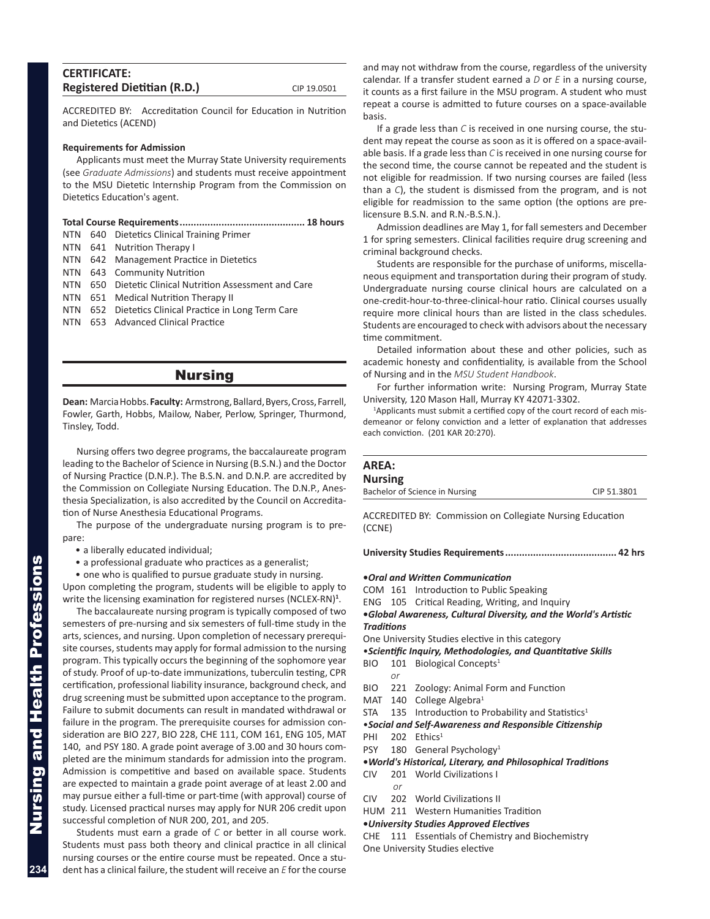## CERTIFICATE: Registered Dietitian (R.D.)

CIP 19.0501

ACCREDITED BY: Accreditation Council for Education in Nutrition and Dietetics (ACEND)

**Requirements for Admission**

Applicants must meet the Murray State University requirements (see *Graduate Admissions*) and students must receive appointment to the MSU Dietetic Internship Program from the Commission on Dietetics Education's agent.

**Total Course Requirements ............................................ 18 hours**

NTN 640 Dietetics Clinical Training Primer
NTN 641 Nutrition Therapy I
NTN 642 Management Practice in Dietetics
NTN 643 Community Nutrition
NTN 650 Dietetic Clinical Nutrition Assessment and Care
NTN 651 Medical Nutrition Therapy II
NTN 652 Dietetics Clinical Practice in Long Term Care
NTN 653 Advanced Clinical Practice

# Nursing

**Dean:** Marcia Hobbs. **Faculty:** Armstrong, Ballard, Byers, Cross, Farrell, Fowler, Garth, Hobbs, Mailow, Naber, Perlow, Springer, Thurmond, Tinsley, Todd.

Nursing offers two degree programs, the baccalaureate program leading to the Bachelor of Science in Nursing (B.S.N.) and the Doctor of Nursing Practice (D.N.P.). The B.S.N. and D.N.P. are accredited by the Commission on Collegiate Nursing Education. The D.N.P., Anesthesia Specialization, is also accredited by the Council on Accreditation of Nurse Anesthesia Educational Programs.

The purpose of the undergraduate nursing program is to prepare:

- a liberally educated individual;
- a professional graduate who practices as a generalist;
- one who is qualified to pursue graduate study in nursing.

Upon completing the program, students will be eligible to apply to write the licensing examination for registered nurses (NCLEX-RN)[1].

The baccalaureate nursing program is typically composed of two semesters of pre-nursing and six semesters of full-time study in the arts, sciences, and nursing. Upon completion of necessary prerequisite courses, students may apply for formal admission to the nursing program. This typically occurs the beginning of the sophomore year of study. Proof of up-to-date immunizations, tuberculin testing, CPR certification, professional liability insurance, background check, and drug screening must be submitted upon acceptance to the program. Failure to submit documents can result in mandated withdrawal or failure in the program. The prerequisite courses for admission consideration are BIO 227, BIO 228, CHE 111, COM 161, ENG 105, MAT 140, and PSY 180. A grade point average of 3.00 and 30 hours completed are the minimum standards for admission into the program. Admission is competitive and based on available space. Students are expected to maintain a grade point average of at least 2.00 and may pursue either a full-time or part-time (with approval) course of study. Licensed practical nurses may apply for NUR 206 credit upon successful completion of NUR 200, 201, and 205.

Students must earn a grade of *C* or better in all course work. Students must pass both theory and clinical practice in all clinical nursing courses or the entire course must be repeated. Once a student has a clinical failure, the student will receive an *E* for the course and may not withdraw from the course, regardless of the university calendar. If a transfer student earned a *D* or *E* in a nursing course, it counts as a first failure in the MSU program. A student who must repeat a course is admitted to future courses on a space-available basis.

If a grade less than *C* is received in one nursing course, the student may repeat the course as soon as it is offered on a space-available basis. If a grade less than *C* is received in one nursing course for the second time, the course cannot be repeated and the student is not eligible for readmission. If two nursing courses are failed (less than a *C*), the student is dismissed from the program, and is not eligible for readmission to the same option (the options are pre-licensure B.S.N. and R.N.-B.S.N.).

Admission deadlines are May 1, for fall semesters and December 1 for spring semesters. Clinical facilities require drug screening and criminal background checks.

Students are responsible for the purchase of uniforms, miscellaneous equipment and transportation during their program of study. Undergraduate nursing course clinical hours are calculated on a one-credit-hour-to-three-clinical-hour ratio. Clinical courses usually require more clinical hours than are listed in the class schedules. Students are encouraged to check with advisors about the necessary time commitment.

Detailed information about these and other policies, such as academic honesty and confidentiality, is available from the School of Nursing and in the *MSU Student Handbook*.

For further information write: Nursing Program, Murray State University, 120 Mason Hall, Murray KY 42071-3302.

[1]Applicants must submit a certified copy of the court record of each misdemeanor or felony conviction and a letter of explanation that addresses each conviction. (201 KAR 20:270).

## AREA: Nursing

Bachelor of Science in Nursing — CIP 51.3801

ACCREDITED BY: Commission on Collegiate Nursing Education (CCNE)

**University Studies Requirements ....................................... 42 hrs**

***Oral and Written Communication***

COM 161 Introduction to Public Speaking
ENG 105 Critical Reading, Writing, and Inquiry

***Global Awareness, Cultural Diversity, and the World's Artistic Traditions***

One University Studies elective in this category

***Scientific Inquiry, Methodologies, and Quantitative Skills***

BIO 101 Biological Concepts[1]
*or*
BIO 221 Zoology: Animal Form and Function
MAT 140 College Algebra[1]
STA 135 Introduction to Probability and Statistics[1]

***Social and Self-Awareness and Responsible Citizenship***

PHI 202 Ethics[1]
PSY 180 General Psychology[1]

***World's Historical, Literary, and Philosophical Traditions***

CIV 201 World Civilizations I
*or*
CIV 202 World Civilizations II
HUM 211 Western Humanities Tradition

***University Studies Approved Electives***

CHE 111 Essentials of Chemistry and Biochemistry
One University Studies elective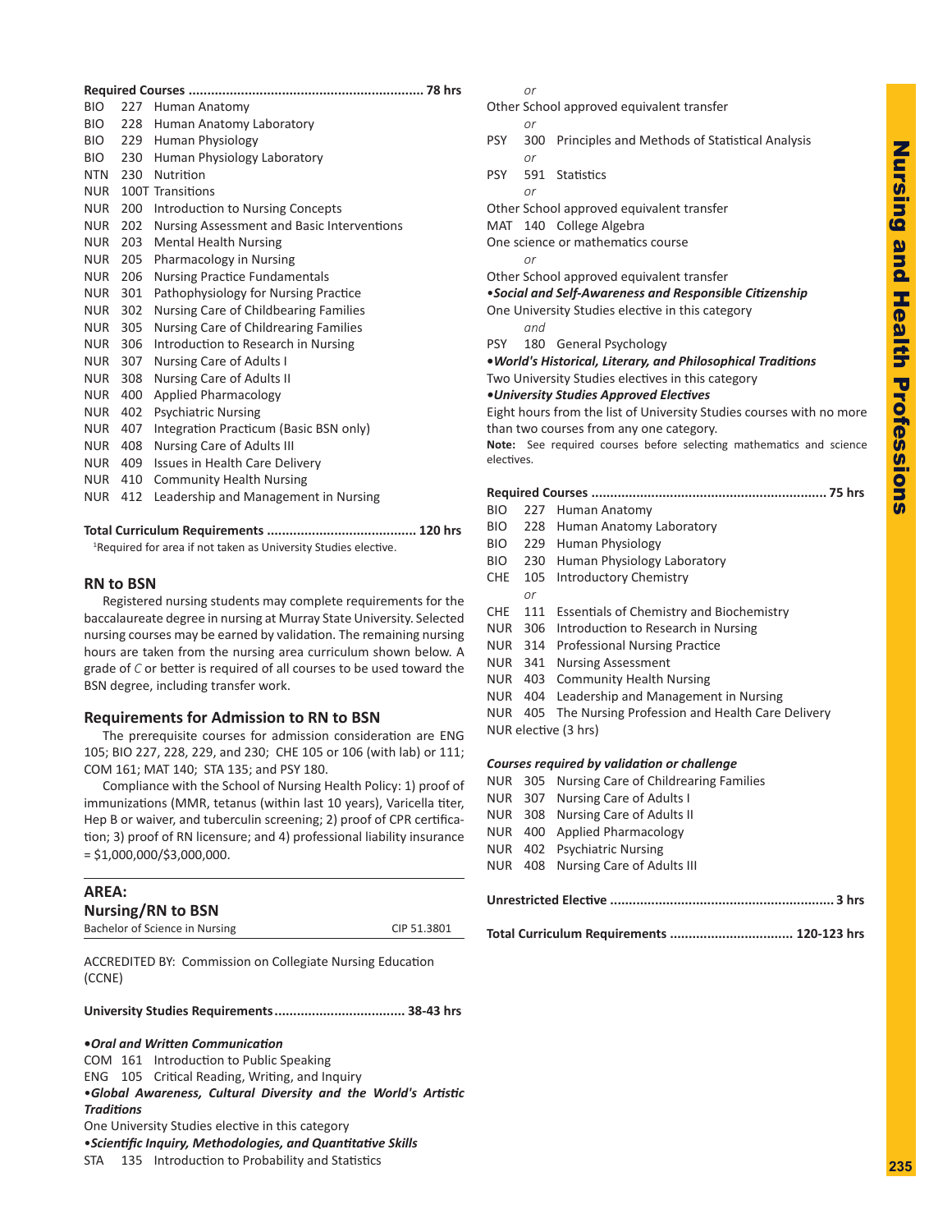**Required Courses .............................................................. 78 hrs**

BIO 227 Human Anatomy
BIO 228 Human Anatomy Laboratory
BIO 229 Human Physiology
BIO 230 Human Physiology Laboratory
NTN 230 Nutrition
NUR 100T Transitions
NUR 200 Introduction to Nursing Concepts
NUR 202 Nursing Assessment and Basic Interventions
NUR 203 Mental Health Nursing
NUR 205 Pharmacology in Nursing
NUR 206 Nursing Practice Fundamentals
NUR 301 Pathophysiology for Nursing Practice
NUR 302 Nursing Care of Childbearing Families
NUR 305 Nursing Care of Childrearing Families
NUR 306 Introduction to Research in Nursing
NUR 307 Nursing Care of Adults I
NUR 308 Nursing Care of Adults II
NUR 400 Applied Pharmacology
NUR 402 Psychiatric Nursing
NUR 407 Integration Practicum (Basic BSN only)
NUR 408 Nursing Care of Adults III
NUR 409 Issues in Health Care Delivery
NUR 410 Community Health Nursing
NUR 412 Leadership and Management in Nursing

**Total Curriculum Requirements ....................................... 120 hrs**

[1]Required for area if not taken as University Studies elective.

### RN to BSN

Registered nursing students may complete requirements for the baccalaureate degree in nursing at Murray State University. Selected nursing courses may be earned by validation. The remaining nursing hours are taken from the nursing area curriculum shown below. A grade of *C* or better is required of all courses to be used toward the BSN degree, including transfer work.

### Requirements for Admission to RN to BSN

The prerequisite courses for admission consideration are ENG 105; BIO 227, 228, 229, and 230; CHE 105 or 106 (with lab) or 111; COM 161; MAT 140; STA 135; and PSY 180.

Compliance with the School of Nursing Health Policy: 1) proof of immunizations (MMR, tetanus (within last 10 years), Varicella titer, Hep B or waiver, and tuberculin screening; 2) proof of CPR certification; 3) proof of RN licensure; and 4) professional liability insurance = $1,000,000/$3,000,000.

## AREA: Nursing/RN to BSN

Bachelor of Science in Nursing — CIP 51.3801

ACCREDITED BY: Commission on Collegiate Nursing Education (CCNE)

**University Studies Requirements.................................. 38-43 hrs**

**•*Oral and Written Communication***
COM 161 Introduction to Public Speaking
ENG 105 Critical Reading, Writing, and Inquiry

**•*Global Awareness, Cultural Diversity and the World's Artistic Traditions***
One University Studies elective in this category

**•*Scientific Inquiry, Methodologies, and Quantitative Skills***
STA 135 Introduction to Probability and Statistics
*or*
Other School approved equivalent transfer
*or*
PSY 300 Principles and Methods of Statistical Analysis
*or*
PSY 591 Statistics
*or*
Other School approved equivalent transfer
MAT 140 College Algebra
One science or mathematics course
*or*
Other School approved equivalent transfer

**•*Social and Self-Awareness and Responsible Citizenship***
One University Studies elective in this category
*and*
PSY 180 General Psychology

**•*World's Historical, Literary, and Philosophical Traditions***
Two University Studies electives in this category

**•*University Studies Approved Electives***
Eight hours from the list of University Studies courses with no more than two courses from any one category.

**Note:** See required courses before selecting mathematics and science electives.

**Required Courses .............................................................. 75 hrs**

BIO 227 Human Anatomy
BIO 228 Human Anatomy Laboratory
BIO 229 Human Physiology
BIO 230 Human Physiology Laboratory
CHE 105 Introductory Chemistry
*or*
CHE 111 Essentials of Chemistry and Biochemistry
NUR 306 Introduction to Research in Nursing
NUR 314 Professional Nursing Practice
NUR 341 Nursing Assessment
NUR 403 Community Health Nursing
NUR 404 Leadership and Management in Nursing
NUR 405 The Nursing Profession and Health Care Delivery
NUR elective (3 hrs)

***Courses required by validation or challenge***
NUR 305 Nursing Care of Childrearing Families
NUR 307 Nursing Care of Adults I
NUR 308 Nursing Care of Adults II
NUR 400 Applied Pharmacology
NUR 402 Psychiatric Nursing
NUR 408 Nursing Care of Adults III

**Unrestricted Elective ........................................................... 3 hrs**

**Total Curriculum Requirements ................................ 120-123 hrs**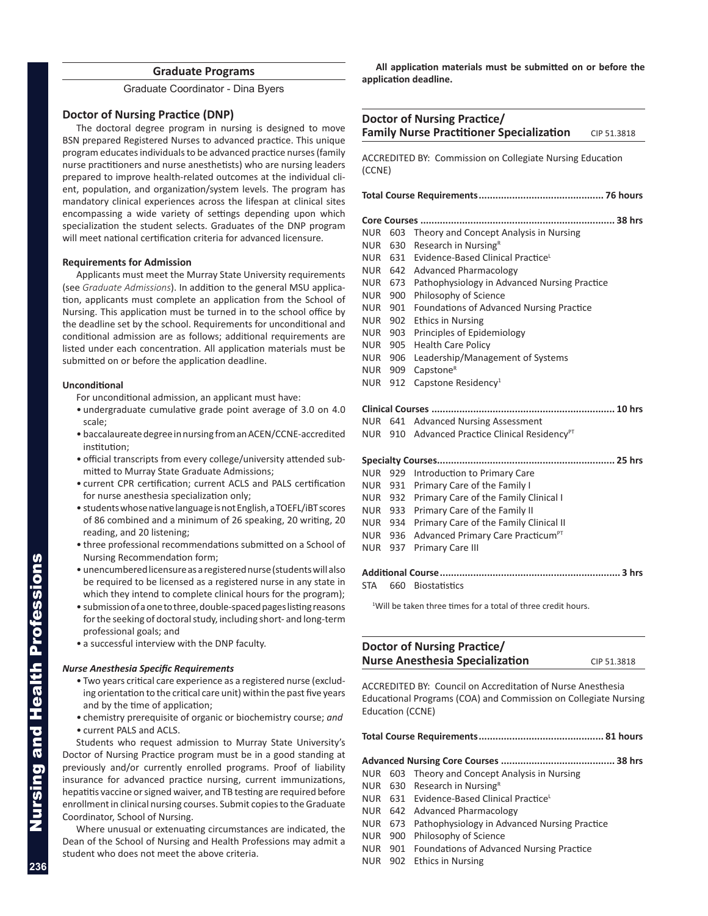## Graduate Programs

Graduate Coordinator - Dina Byers

### Doctor of Nursing Practice (DNP)

The doctoral degree program in nursing is designed to move BSN prepared Registered Nurses to advanced practice. This unique program educates individuals to be advanced practice nurses (family nurse practitioners and nurse anesthetists) who are nursing leaders prepared to improve health-related outcomes at the individual client, population, and organization/system levels. The program has mandatory clinical experiences across the lifespan at clinical sites encompassing a wide variety of settings depending upon which specialization the student selects. Graduates of the DNP program will meet national certification criteria for advanced licensure.

#### Requirements for Admission

Applicants must meet the Murray State University requirements (see *Graduate Admissions*). In addition to the general MSU application, applicants must complete an application from the School of Nursing. This application must be turned in to the school office by the deadline set by the school. Requirements for unconditional and conditional admission are as follows; additional requirements are listed under each concentration. All application materials must be submitted on or before the application deadline.

#### Unconditional

For unconditional admission, an applicant must have:

- undergraduate cumulative grade point average of 3.0 on 4.0 scale;
- baccalaureate degree in nursing from an ACEN/CCNE-accredited institution;
- official transcripts from every college/university attended submitted to Murray State Graduate Admissions;
- current CPR certification; current ACLS and PALS certification for nurse anesthesia specialization only;
- students whose native language is not English, a TOEFL/iBT scores of 86 combined and a minimum of 26 speaking, 20 writing, 20 reading, and 20 listening;
- three professional recommendations submitted on a School of Nursing Recommendation form;
- unencumbered licensure as a registered nurse (students will also be required to be licensed as a registered nurse in any state in which they intend to complete clinical hours for the program);
- submission of a one to three, double-spaced pages listing reasons for the seeking of doctoral study, including short- and long-term professional goals; and
- a successful interview with the DNP faculty.

#### *Nurse Anesthesia Specific Requirements*

- Two years critical care experience as a registered nurse (excluding orientation to the critical care unit) within the past five years and by the time of application;
- chemistry prerequisite of organic or biochemistry course; *and*
- current PALS and ACLS.

Students who request admission to Murray State University's Doctor of Nursing Practice program must be in a good standing at previously and/or currently enrolled programs. Proof of liability insurance for advanced practice nursing, current immunizations, hepatitis vaccine or signed waiver, and TB testing are required before enrollment in clinical nursing courses. Submit copies to the Graduate Coordinator, School of Nursing.

Where unusual or extenuating circumstances are indicated, the Dean of the School of Nursing and Health Professions may admit a student who does not meet the above criteria.

**All application materials must be submitted on or before the application deadline.**

### Doctor of Nursing Practice/ Family Nurse Practitioner Specialization — CIP 51.3818

ACCREDITED BY: Commission on Collegiate Nursing Education (CCNE)

**Total Course Requirements ............................................ 76 hours**

**Core Courses ..................................................................... 38 hrs**

- NUR 603 Theory and Concept Analysis in Nursing
- NUR 630 Research in Nursing[R]
- NUR 631 Evidence-Based Clinical Practice[L]
- NUR 642 Advanced Pharmacology
- NUR 673 Pathophysiology in Advanced Nursing Practice
- NUR 900 Philosophy of Science
- NUR 901 Foundations of Advanced Nursing Practice
- NUR 902 Ethics in Nursing
- NUR 903 Principles of Epidemiology
- NUR 905 Health Care Policy
- NUR 906 Leadership/Management of Systems
- NUR 909 Capstone[R]
- NUR 912 Capstone Residency[1]

**Clinical Courses ................................................................. 10 hrs**

- NUR 641 Advanced Nursing Assessment
- NUR 910 Advanced Practice Clinical Residency[PT]

**Specialty Courses............................................................... 25 hrs**

- NUR 929 Introduction to Primary Care
- NUR 931 Primary Care of the Family I
- NUR 932 Primary Care of the Family Clinical I
- NUR 933 Primary Care of the Family II
- NUR 934 Primary Care of the Family Clinical II
- NUR 936 Advanced Primary Care Practicum[PT]
- NUR 937 Primary Care III

**Additional Course ................................................................ 3 hrs**

- STA 660 Biostatistics

[1]Will be taken three times for a total of three credit hours.

### Doctor of Nursing Practice/ Nurse Anesthesia Specialization — CIP 51.3818

ACCREDITED BY: Council on Accreditation of Nurse Anesthesia Educational Programs (COA) and Commission on Collegiate Nursing Education (CCNE)

**Total Course Requirements ............................................ 81 hours**

**Advanced Nursing Core Courses ........................................ 38 hrs**

- NUR 603 Theory and Concept Analysis in Nursing
- NUR 630 Research in Nursing[R]
- NUR 631 Evidence-Based Clinical Practice[L]
- NUR 642 Advanced Pharmacology
- NUR 673 Pathophysiology in Advanced Nursing Practice
- NUR 900 Philosophy of Science
- NUR 901 Foundations of Advanced Nursing Practice
- NUR 902 Ethics in Nursing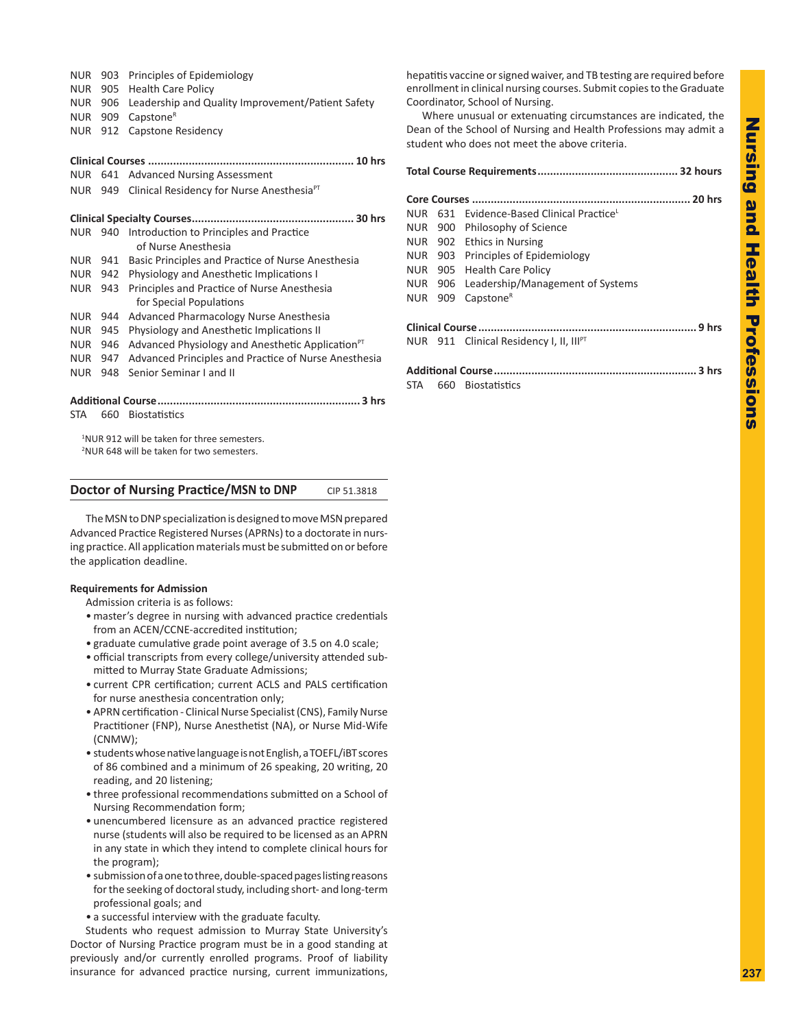NUR 903 Principles of Epidemiology
NUR 905 Health Care Policy
NUR 906 Leadership and Quality Improvement/Patient Safety
NUR 909 Capstone[R]
NUR 912 Capstone Residency

**Clinical Courses ................................................................. 10 hrs**

NUR 641 Advanced Nursing Assessment
NUR 949 Clinical Residency for Nurse Anesthesia[PT]

**Clinical Specialty Courses................................................... 30 hrs**

NUR 940 Introduction to Principles and Practice of Nurse Anesthesia
NUR 941 Basic Principles and Practice of Nurse Anesthesia
NUR 942 Physiology and Anesthetic Implications I
NUR 943 Principles and Practice of Nurse Anesthesia for Special Populations
NUR 944 Advanced Pharmacology Nurse Anesthesia
NUR 945 Physiology and Anesthetic Implications II
NUR 946 Advanced Physiology and Anesthetic Application[PT]
NUR 947 Advanced Principles and Practice of Nurse Anesthesia
NUR 948 Senior Seminar I and II

**Additional Course................................................................ 3 hrs**

STA 660 Biostatistics

[1]NUR 912 will be taken for three semesters.
[2]NUR 648 will be taken for two semesters.

## Doctor of Nursing Practice/MSN to DNP

CIP 51.3818

The MSN to DNP specialization is designed to move MSN prepared Advanced Practice Registered Nurses (APRNs) to a doctorate in nursing practice. All application materials must be submitted on or before the application deadline.

**Requirements for Admission**

Admission criteria is as follows:

- master's degree in nursing with advanced practice credentials from an ACEN/CCNE-accredited institution;
- graduate cumulative grade point average of 3.5 on 4.0 scale;
- official transcripts from every college/university attended submitted to Murray State Graduate Admissions;
- current CPR certification; current ACLS and PALS certification for nurse anesthesia concentration only;
- APRN certification - Clinical Nurse Specialist (CNS), Family Nurse Practitioner (FNP), Nurse Anesthetist (NA), or Nurse Mid-Wife (CNMW);
- students whose native language is not English, a TOEFL/iBT scores of 86 combined and a minimum of 26 speaking, 20 writing, 20 reading, and 20 listening;
- three professional recommendations submitted on a School of Nursing Recommendation form;
- unencumbered licensure as an advanced practice registered nurse (students will also be required to be licensed as an APRN in any state in which they intend to complete clinical hours for the program);
- submission of a one to three, double-spaced pages listing reasons for the seeking of doctoral study, including short- and long-term professional goals; and
- a successful interview with the graduate faculty.

Students who request admission to Murray State University's Doctor of Nursing Practice program must be in a good standing at previously and/or currently enrolled programs. Proof of liability insurance for advanced practice nursing, current immunizations, hepatitis vaccine or signed waiver, and TB testing are required before enrollment in clinical nursing courses. Submit copies to the Graduate Coordinator, School of Nursing.

Where unusual or extenuating circumstances are indicated, the Dean of the School of Nursing and Health Professions may admit a student who does not meet the above criteria.

**Total Course Requirements............................................ 32 hours**

**Core Courses ..................................................................... 20 hrs**

NUR 631 Evidence-Based Clinical Practice[L]
NUR 900 Philosophy of Science
NUR 902 Ethics in Nursing
NUR 903 Principles of Epidemiology
NUR 905 Health Care Policy
NUR 906 Leadership/Management of Systems
NUR 909 Capstone[R]

**Clinical Course..................................................................... 9 hrs**

NUR 911 Clinical Residency I, II, III[PT]

**Additional Course................................................................ 3 hrs**

STA 660 Biostatistics